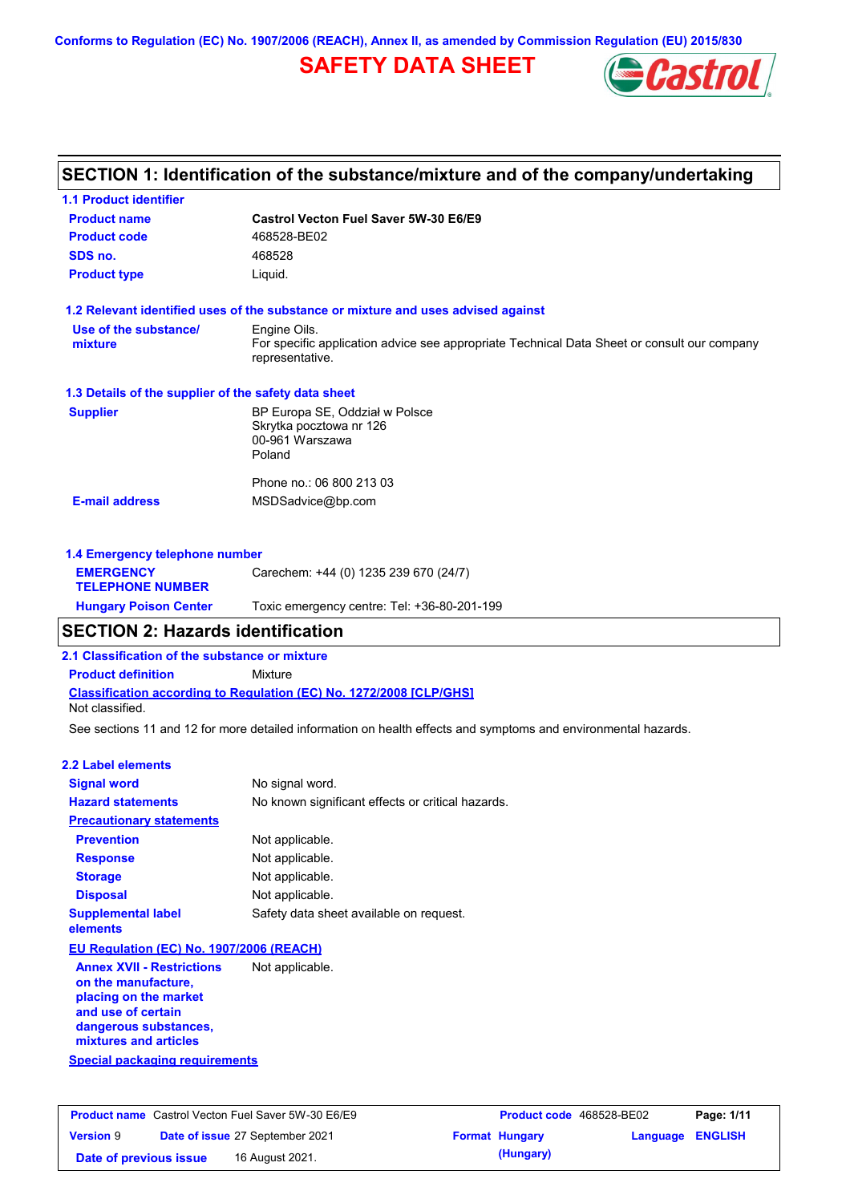Conforms to Regulation (EC) No. 1907/2006 (REACH), Annex II, as amended by Commission Regulation (EU) 2015/830

# SAFETY DATA SHEET

## SECTION 1: Identification of the substance/mixture and of the company/undertaking

### 1.1 Product identifier

| | |
|---|---|
| **Product name** | **Castrol Vecton Fuel Saver 5W-30 E6/E9** |
| **Product code** | 468528-BE02 |
| **SDS no.** | 468528 |
| **Product type** | Liquid. |

### 1.2 Relevant identified uses of the substance or mixture and uses advised against

| | |
|---|---|
| **Use of the substance/ mixture** | Engine Oils.<br>For specific application advice see appropriate Technical Data Sheet or consult our company representative. |

### 1.3 Details of the supplier of the safety data sheet

| | |
|---|---|
| **Supplier** | BP Europa SE, Oddział w Polsce<br>Skrytka pocztowa nr 126<br>00-961 Warszawa<br>Poland<br><br>Phone no.: 06 800 213 03 |
| **E-mail address** | MSDSadvice@bp.com |

### 1.4 Emergency telephone number

| | |
|---|---|
| **EMERGENCY TELEPHONE NUMBER** | Carechem: +44 (0) 1235 239 670 (24/7) |
| **Hungary Poison Center** | Toxic emergency centre: Tel: +36-80-201-199 |

## SECTION 2: Hazards identification

### 2.1 Classification of the substance or mixture

**Product definition** Mixture

**Classification according to Regulation (EC) No. 1272/2008 [CLP/GHS]**

Not classified.

See sections 11 and 12 for more detailed information on health effects and symptoms and environmental hazards.

### 2.2 Label elements

| | |
|---|---|
| **Signal word** | No signal word. |
| **Hazard statements** | No known significant effects or critical hazards. |
| **Precautionary statements** | |
| **Prevention** | Not applicable. |
| **Response** | Not applicable. |
| **Storage** | Not applicable. |
| **Disposal** | Not applicable. |
| **Supplemental label elements** | Safety data sheet available on request. |

**EU Regulation (EC) No. 1907/2006 (REACH)**

| | |
|---|---|
| **Annex XVII - Restrictions on the manufacture, placing on the market and use of certain dangerous substances, mixtures and articles** | Not applicable. |

**Special packaging requirements**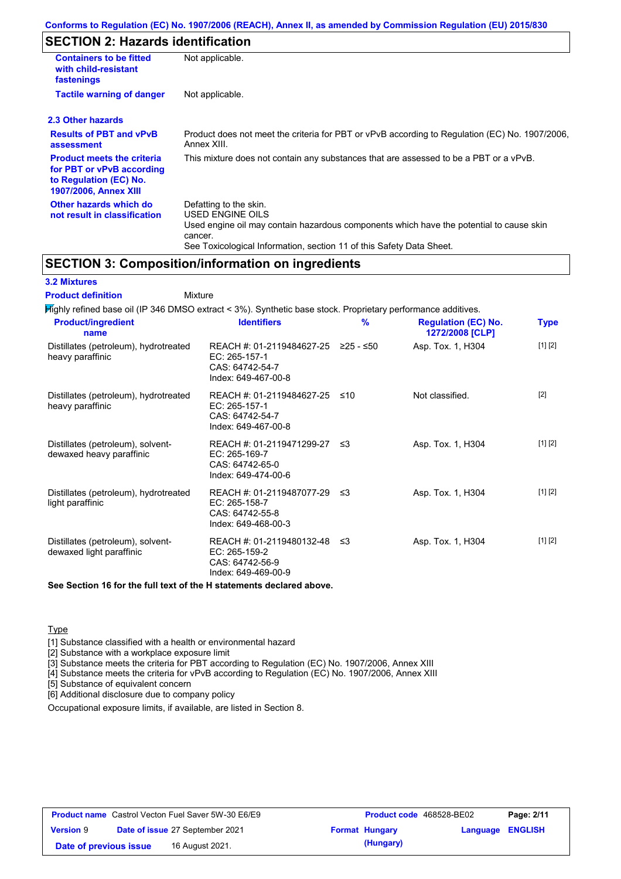Conforms to Regulation (EC) No. 1907/2006 (REACH), Annex II, as amended by Commission Regulation (EU) 2015/830

## SECTION 2: Hazards identification

| | |
|---|---|
| **Containers to be fitted with child-resistant fastenings** | Not applicable. |
| **Tactile warning of danger** | Not applicable. |

### 2.3 Other hazards

| | |
|---|---|
| **Results of PBT and vPvB assessment** | Product does not meet the criteria for PBT or vPvB according to Regulation (EC) No. 1907/2006, Annex XIII. |
| **Product meets the criteria for PBT or vPvB according to Regulation (EC) No. 1907/2006, Annex XIII** | This mixture does not contain any substances that are assessed to be a PBT or a vPvB. |
| **Other hazards which do not result in classification** | Defatting to the skin.<br>USED ENGINE OILS<br>Used engine oil may contain hazardous components which have the potential to cause skin cancer.<br>See Toxicological Information, section 11 of this Safety Data Sheet. |

## SECTION 3: Composition/information on ingredients

### 3.2 Mixtures

**Product definition** Mixture

Highly refined base oil (IP 346 DMSO extract < 3%). Synthetic base stock. Proprietary performance additives.

| Product/ingredient name | Identifiers | % | Regulation (EC) No. 1272/2008 [CLP] | Type |
|---|---|---|---|---|
| Distillates (petroleum), hydrotreated heavy paraffinic | REACH #: 01-2119484627-25<br>EC: 265-157-1<br>CAS: 64742-54-7<br>Index: 649-467-00-8 | ≥25 - ≤50 | Asp. Tox. 1, H304 | [1] [2] |
| Distillates (petroleum), hydrotreated heavy paraffinic | REACH #: 01-2119484627-25<br>EC: 265-157-1<br>CAS: 64742-54-7<br>Index: 649-467-00-8 | ≤10 | Not classified. | [2] |
| Distillates (petroleum), solvent-dewaxed heavy paraffinic | REACH #: 01-2119471299-27<br>EC: 265-169-7<br>CAS: 64742-65-0<br>Index: 649-474-00-6 | ≤3 | Asp. Tox. 1, H304 | [1] [2] |
| Distillates (petroleum), hydrotreated light paraffinic | REACH #: 01-2119487077-29<br>EC: 265-158-7<br>CAS: 64742-55-8<br>Index: 649-468-00-3 | ≤3 | Asp. Tox. 1, H304 | [1] [2] |
| Distillates (petroleum), solvent-dewaxed light paraffinic | REACH #: 01-2119480132-48<br>EC: 265-159-2<br>CAS: 64742-56-9<br>Index: 649-469-00-9 | ≤3 | Asp. Tox. 1, H304 | [1] [2] |

**See Section 16 for the full text of the H statements declared above.**

Type

[1] Substance classified with a health or environmental hazard
[2] Substance with a workplace exposure limit
[3] Substance meets the criteria for PBT according to Regulation (EC) No. 1907/2006, Annex XIII
[4] Substance meets the criteria for vPvB according to Regulation (EC) No. 1907/2006, Annex XIII
[5] Substance of equivalent concern
[6] Additional disclosure due to company policy

Occupational exposure limits, if available, are listed in Section 8.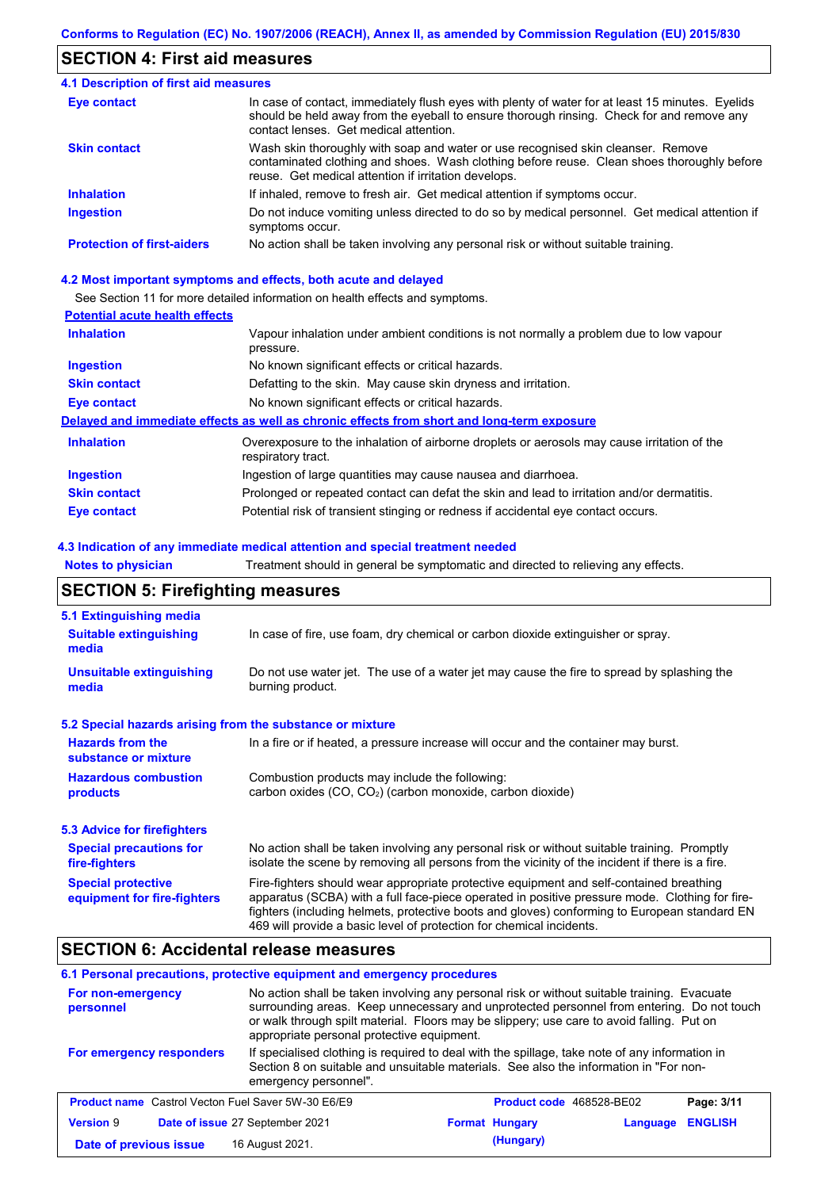## SECTION 4: First aid measures

### 4.1 Description of first aid measures

| | |
|---|---|
| **Eye contact** | In case of contact, immediately flush eyes with plenty of water for at least 15 minutes. Eyelids should be held away from the eyeball to ensure thorough rinsing. Check for and remove any contact lenses. Get medical attention. |
| **Skin contact** | Wash skin thoroughly with soap and water or use recognised skin cleanser. Remove contaminated clothing and shoes. Wash clothing before reuse. Clean shoes thoroughly before reuse. Get medical attention if irritation develops. |
| **Inhalation** | If inhaled, remove to fresh air. Get medical attention if symptoms occur. |
| **Ingestion** | Do not induce vomiting unless directed to do so by medical personnel. Get medical attention if symptoms occur. |
| **Protection of first-aiders** | No action shall be taken involving any personal risk or without suitable training. |

### 4.2 Most important symptoms and effects, both acute and delayed

See Section 11 for more detailed information on health effects and symptoms.

**Potential acute health effects**

| | |
|---|---|
| **Inhalation** | Vapour inhalation under ambient conditions is not normally a problem due to low vapour pressure. |
| **Ingestion** | No known significant effects or critical hazards. |
| **Skin contact** | Defatting to the skin. May cause skin dryness and irritation. |
| **Eye contact** | No known significant effects or critical hazards. |

**Delayed and immediate effects as well as chronic effects from short and long-term exposure**

| | |
|---|---|
| **Inhalation** | Overexposure to the inhalation of airborne droplets or aerosols may cause irritation of the respiratory tract. |
| **Ingestion** | Ingestion of large quantities may cause nausea and diarrhoea. |
| **Skin contact** | Prolonged or repeated contact can defat the skin and lead to irritation and/or dermatitis. |
| **Eye contact** | Potential risk of transient stinging or redness if accidental eye contact occurs. |

### 4.3 Indication of any immediate medical attention and special treatment needed

| | |
|---|---|
| **Notes to physician** | Treatment should in general be symptomatic and directed to relieving any effects. |

## SECTION 5: Firefighting measures

### 5.1 Extinguishing media

| | |
|---|---|
| **Suitable extinguishing media** | In case of fire, use foam, dry chemical or carbon dioxide extinguisher or spray. |
| **Unsuitable extinguishing media** | Do not use water jet. The use of a water jet may cause the fire to spread by splashing the burning product. |

### 5.2 Special hazards arising from the substance or mixture

| | |
|---|---|
| **Hazards from the substance or mixture** | In a fire or if heated, a pressure increase will occur and the container may burst. |
| **Hazardous combustion products** | Combustion products may include the following: carbon oxides (CO, $CO_2$) (carbon monoxide, carbon dioxide) |

### 5.3 Advice for firefighters

| | |
|---|---|
| **Special precautions for fire-fighters** | No action shall be taken involving any personal risk or without suitable training. Promptly isolate the scene by removing all persons from the vicinity of the incident if there is a fire. |
| **Special protective equipment for fire-fighters** | Fire-fighters should wear appropriate protective equipment and self-contained breathing apparatus (SCBA) with a full face-piece operated in positive pressure mode. Clothing for fire-fighters (including helmets, protective boots and gloves) conforming to European standard EN 469 will provide a basic level of protection for chemical incidents. |

## SECTION 6: Accidental release measures

### 6.1 Personal precautions, protective equipment and emergency procedures

| | |
|---|---|
| **For non-emergency personnel** | No action shall be taken involving any personal risk or without suitable training. Evacuate surrounding areas. Keep unnecessary and unprotected personnel from entering. Do not touch or walk through spilt material. Floors may be slippery; use care to avoid falling. Put on appropriate personal protective equipment. |
| **For emergency responders** | If specialised clothing is required to deal with the spillage, take note of any information in Section 8 on suitable and unsuitable materials. See also the information in "For non-emergency personnel". |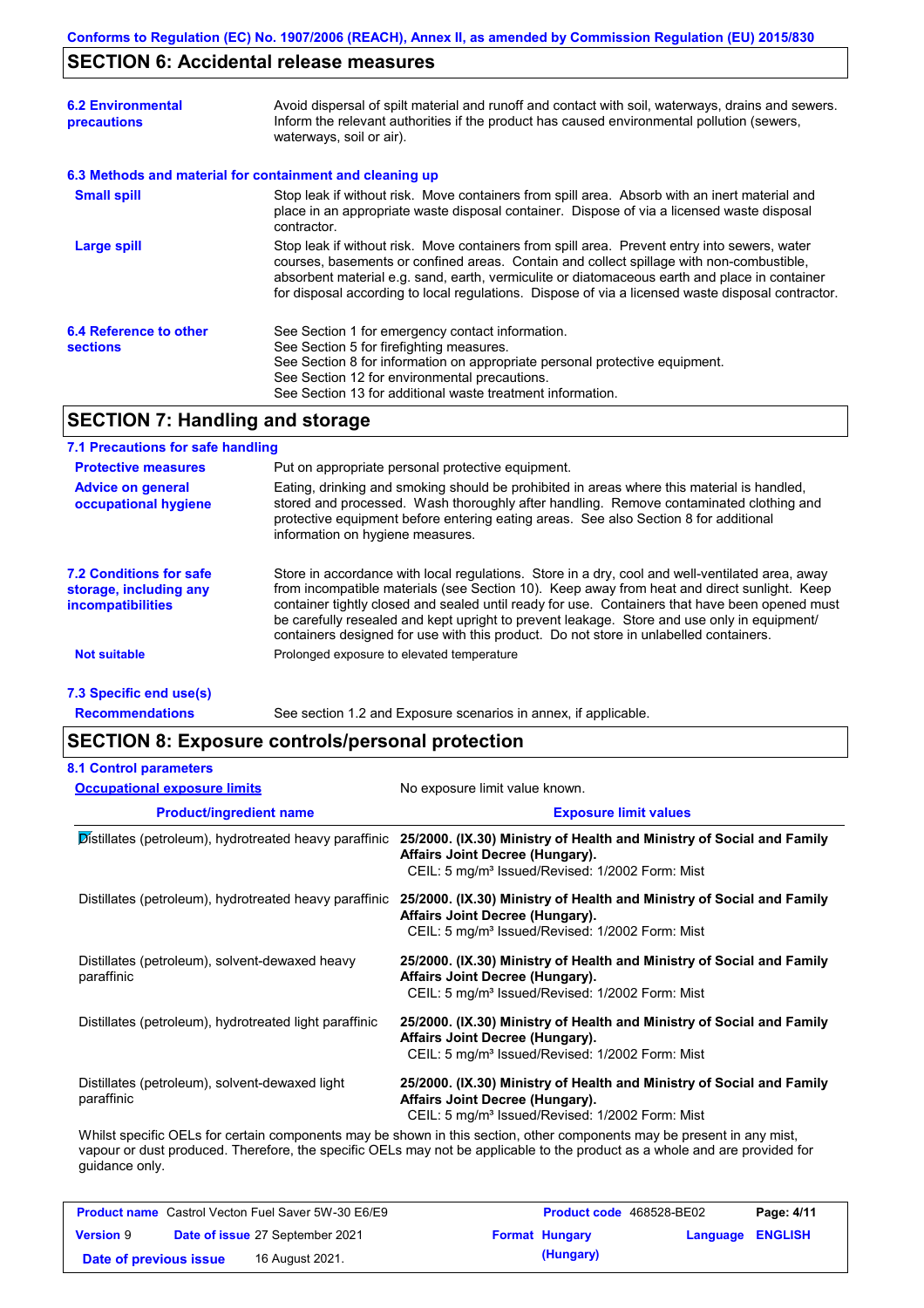## SECTION 6: Accidental release measures

**6.2 Environmental precautions**

Avoid dispersal of spilt material and runoff and contact with soil, waterways, drains and sewers. Inform the relevant authorities if the product has caused environmental pollution (sewers, waterways, soil or air).

**6.3 Methods and material for containment and cleaning up**

**Small spill**

Stop leak if without risk. Move containers from spill area. Absorb with an inert material and place in an appropriate waste disposal container. Dispose of via a licensed waste disposal contractor.

**Large spill**

Stop leak if without risk. Move containers from spill area. Prevent entry into sewers, water courses, basements or confined areas. Contain and collect spillage with non-combustible, absorbent material e.g. sand, earth, vermiculite or diatomaceous earth and place in container for disposal according to local regulations. Dispose of via a licensed waste disposal contractor.

**6.4 Reference to other sections**

See Section 1 for emergency contact information.
See Section 5 for firefighting measures.
See Section 8 for information on appropriate personal protective equipment.
See Section 12 for environmental precautions.
See Section 13 for additional waste treatment information.

## SECTION 7: Handling and storage

**7.1 Precautions for safe handling**

**Protective measures**

Put on appropriate personal protective equipment.

**Advice on general occupational hygiene**

Eating, drinking and smoking should be prohibited in areas where this material is handled, stored and processed. Wash thoroughly after handling. Remove contaminated clothing and protective equipment before entering eating areas. See also Section 8 for additional information on hygiene measures.

**7.2 Conditions for safe storage, including any incompatibilities**

Store in accordance with local regulations. Store in a dry, cool and well-ventilated area, away from incompatible materials (see Section 10). Keep away from heat and direct sunlight. Keep container tightly closed and sealed until ready for use. Containers that have been opened must be carefully resealed and kept upright to prevent leakage. Store and use only in equipment/ containers designed for use with this product. Do not store in unlabelled containers.

**Not suitable**

Prolonged exposure to elevated temperature

**7.3 Specific end use(s)**

**Recommendations**

See section 1.2 and Exposure scenarios in annex, if applicable.

## SECTION 8: Exposure controls/personal protection

**8.1 Control parameters**

**Occupational exposure limits**

No exposure limit value known.

| Product/ingredient name | Exposure limit values |
|---|---|
| Distillates (petroleum), hydrotreated heavy paraffinic | **25/2000. (IX.30) Ministry of Health and Ministry of Social and Family Affairs Joint Decree (Hungary).** CEIL: 5 mg/m³ Issued/Revised: 1/2002 Form: Mist |
| Distillates (petroleum), hydrotreated heavy paraffinic | **25/2000. (IX.30) Ministry of Health and Ministry of Social and Family Affairs Joint Decree (Hungary).** CEIL: 5 mg/m³ Issued/Revised: 1/2002 Form: Mist |
| Distillates (petroleum), solvent-dewaxed heavy paraffinic | **25/2000. (IX.30) Ministry of Health and Ministry of Social and Family Affairs Joint Decree (Hungary).** CEIL: 5 mg/m³ Issued/Revised: 1/2002 Form: Mist |
| Distillates (petroleum), hydrotreated light paraffinic | **25/2000. (IX.30) Ministry of Health and Ministry of Social and Family Affairs Joint Decree (Hungary).** CEIL: 5 mg/m³ Issued/Revised: 1/2002 Form: Mist |
| Distillates (petroleum), solvent-dewaxed light paraffinic | **25/2000. (IX.30) Ministry of Health and Ministry of Social and Family Affairs Joint Decree (Hungary).** CEIL: 5 mg/m³ Issued/Revised: 1/2002 Form: Mist |

Whilst specific OELs for certain components may be shown in this section, other components may be present in any mist, vapour or dust produced. Therefore, the specific OELs may not be applicable to the product as a whole and are provided for guidance only.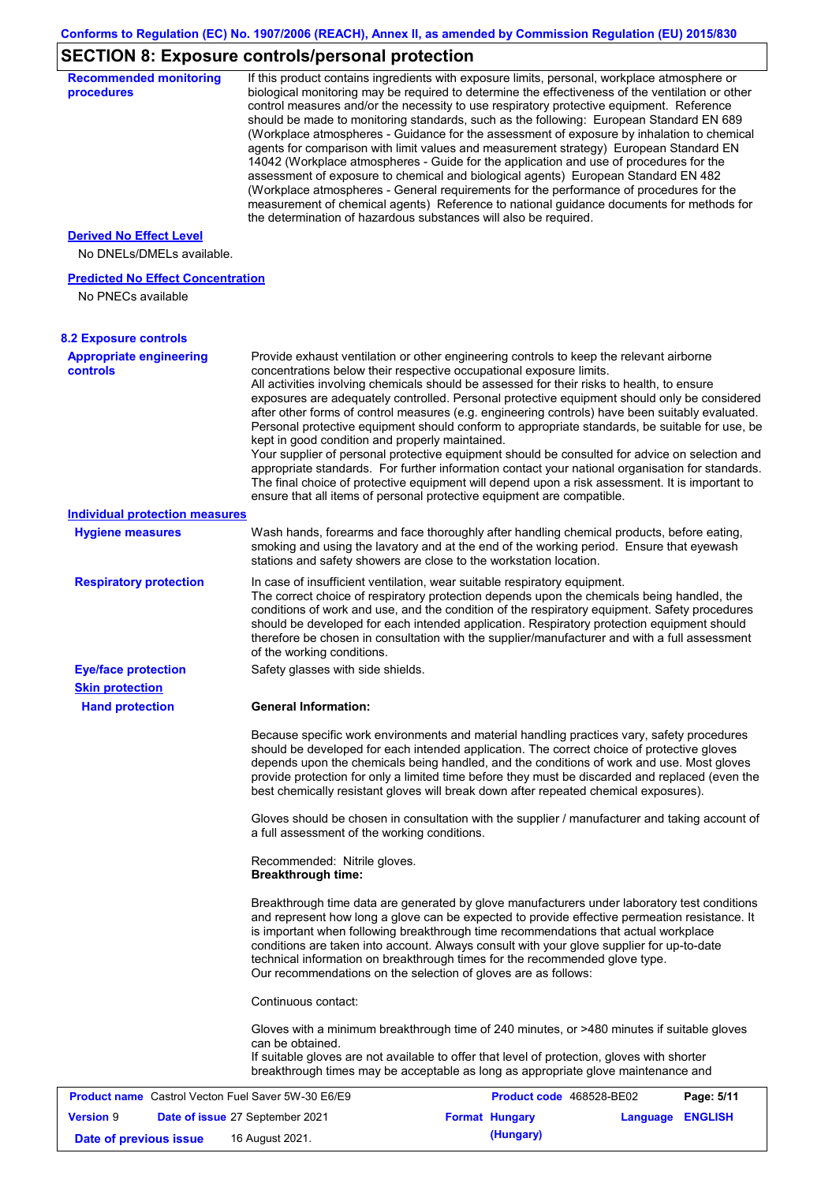## SECTION 8: Exposure controls/personal protection

**Recommended monitoring procedures**

If this product contains ingredients with exposure limits, personal, workplace atmosphere or biological monitoring may be required to determine the effectiveness of the ventilation or other control measures and/or the necessity to use respiratory protective equipment. Reference should be made to monitoring standards, such as the following: European Standard EN 689 (Workplace atmospheres - Guidance for the assessment of exposure by inhalation to chemical agents for comparison with limit values and measurement strategy) European Standard EN 14042 (Workplace atmospheres - Guide for the application and use of procedures for the assessment of exposure to chemical and biological agents) European Standard EN 482 (Workplace atmospheres - General requirements for the performance of procedures for the measurement of chemical agents) Reference to national guidance documents for methods for the determination of hazardous substances will also be required.

**Derived No Effect Level**

No DNELs/DMELs available.

**Predicted No Effect Concentration**

No PNECs available

### 8.2 Exposure controls

**Appropriate engineering controls**

Provide exhaust ventilation or other engineering controls to keep the relevant airborne concentrations below their respective occupational exposure limits.
All activities involving chemicals should be assessed for their risks to health, to ensure exposures are adequately controlled. Personal protective equipment should only be considered after other forms of control measures (e.g. engineering controls) have been suitably evaluated. Personal protective equipment should conform to appropriate standards, be suitable for use, be kept in good condition and properly maintained.
Your supplier of personal protective equipment should be consulted for advice on selection and appropriate standards. For further information contact your national organisation for standards. The final choice of protective equipment will depend upon a risk assessment. It is important to ensure that all items of personal protective equipment are compatible.

**Individual protection measures**

**Hygiene measures**

Wash hands, forearms and face thoroughly after handling chemical products, before eating, smoking and using the lavatory and at the end of the working period. Ensure that eyewash stations and safety showers are close to the workstation location.

**Respiratory protection**

In case of insufficient ventilation, wear suitable respiratory equipment.
The correct choice of respiratory protection depends upon the chemicals being handled, the conditions of work and use, and the condition of the respiratory equipment. Safety procedures should be developed for each intended application. Respiratory protection equipment should therefore be chosen in consultation with the supplier/manufacturer and with a full assessment of the working conditions.

**Eye/face protection**

Safety glasses with side shields.

**Skin protection**

**Hand protection**

**General Information:**

Because specific work environments and material handling practices vary, safety procedures should be developed for each intended application. The correct choice of protective gloves depends upon the chemicals being handled, and the conditions of work and use. Most gloves provide protection for only a limited time before they must be discarded and replaced (even the best chemically resistant gloves will break down after repeated chemical exposures).

Gloves should be chosen in consultation with the supplier / manufacturer and taking account of a full assessment of the working conditions.

Recommended: Nitrile gloves.
**Breakthrough time:**

Breakthrough time data are generated by glove manufacturers under laboratory test conditions and represent how long a glove can be expected to provide effective permeation resistance. It is important when following breakthrough time recommendations that actual workplace conditions are taken into account. Always consult with your glove supplier for up-to-date technical information on breakthrough times for the recommended glove type.
Our recommendations on the selection of gloves are as follows:

Continuous contact:

Gloves with a minimum breakthrough time of 240 minutes, or >480 minutes if suitable gloves can be obtained.
If suitable gloves are not available to offer that level of protection, gloves with shorter breakthrough times may be acceptable as long as appropriate glove maintenance and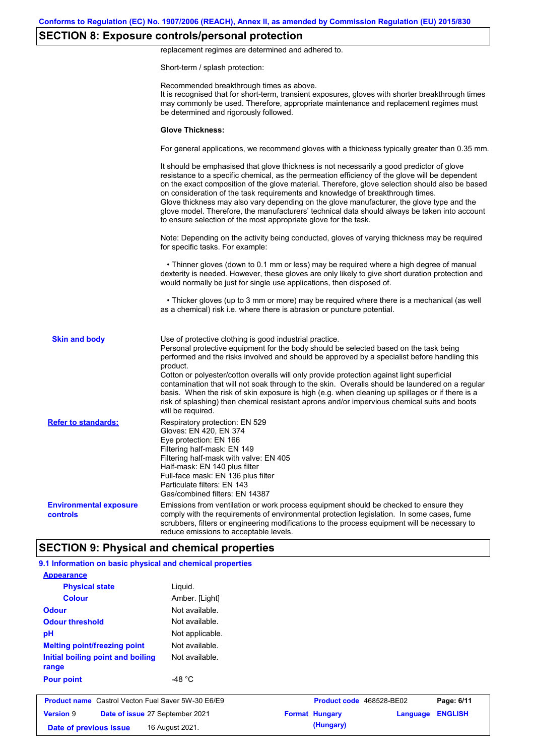## SECTION 8: Exposure controls/personal protection

replacement regimes are determined and adhered to.

Short-term / splash protection:

Recommended breakthrough times as above.
It is recognised that for short-term, transient exposures, gloves with shorter breakthrough times may commonly be used. Therefore, appropriate maintenance and replacement regimes must be determined and rigorously followed.

**Glove Thickness:**

For general applications, we recommend gloves with a thickness typically greater than 0.35 mm.

It should be emphasised that glove thickness is not necessarily a good predictor of glove resistance to a specific chemical, as the permeation efficiency of the glove will be dependent on the exact composition of the glove material. Therefore, glove selection should also be based on consideration of the task requirements and knowledge of breakthrough times.
Glove thickness may also vary depending on the glove manufacturer, the glove type and the glove model. Therefore, the manufacturers' technical data should always be taken into account to ensure selection of the most appropriate glove for the task.

Note: Depending on the activity being conducted, gloves of varying thickness may be required for specific tasks. For example:

• Thinner gloves (down to 0.1 mm or less) may be required where a high degree of manual dexterity is needed. However, these gloves are only likely to give short duration protection and would normally be just for single use applications, then disposed of.

• Thicker gloves (up to 3 mm or more) may be required where there is a mechanical (as well as a chemical) risk i.e. where there is abrasion or puncture potential.

**Skin and body**

Use of protective clothing is good industrial practice.
Personal protective equipment for the body should be selected based on the task being performed and the risks involved and should be approved by a specialist before handling this product.
Cotton or polyester/cotton overalls will only provide protection against light superficial contamination that will not soak through to the skin. Overalls should be laundered on a regular basis. When the risk of skin exposure is high (e.g. when cleaning up spillages or if there is a risk of splashing) then chemical resistant aprons and/or impervious chemical suits and boots will be required.

**Refer to standards:**

Respiratory protection: EN 529
Gloves: EN 420, EN 374
Eye protection: EN 166
Filtering half-mask: EN 149
Filtering half-mask with valve: EN 405
Half-mask: EN 140 plus filter
Full-face mask: EN 136 plus filter
Particulate filters: EN 143
Gas/combined filters: EN 14387

**Environmental exposure controls**

Emissions from ventilation or work process equipment should be checked to ensure they comply with the requirements of environmental protection legislation. In some cases, fume scrubbers, filters or engineering modifications to the process equipment will be necessary to reduce emissions to acceptable levels.

## SECTION 9: Physical and chemical properties

### 9.1 Information on basic physical and chemical properties

**Appearance**

| | |
|---|---|
| **Physical state** | Liquid. |
| **Colour** | Amber. [Light] |
| **Odour** | Not available. |
| **Odour threshold** | Not available. |
| **pH** | Not applicable. |
| **Melting point/freezing point** | Not available. |
| **Initial boiling point and boiling range** | Not available. |
| **Pour point** | -48 °C |

| | | | |
|---|---|---|---|
| **Product name** Castrol Vecton Fuel Saver 5W-30 E6/E9 | **Product code** 468528-BE02 | | |
| **Version** 9 | **Date of issue** 27 September 2021 | **Format** Hungary (Hungary) | **Language** ENGLISH |
| **Date of previous issue** | 16 August 2021. | | |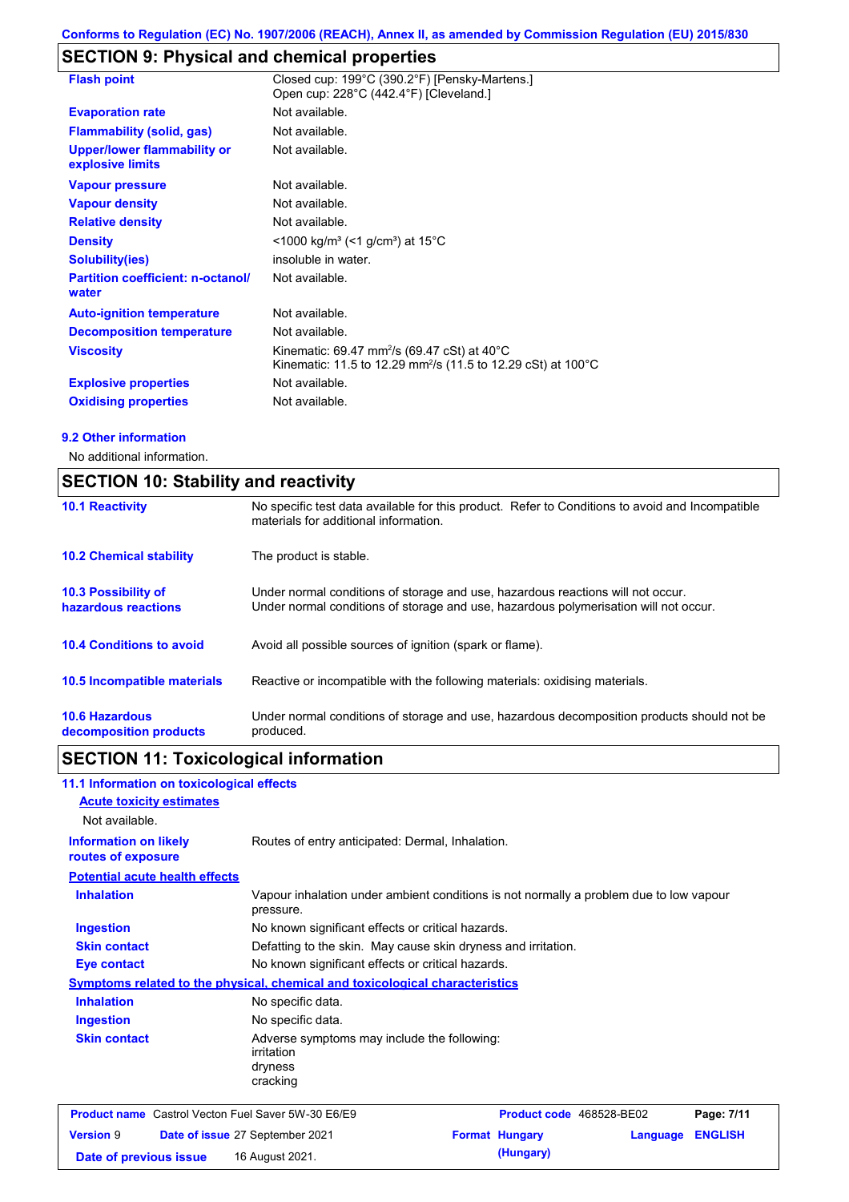## SECTION 9: Physical and chemical properties

| | |
|---|---|
| **Flash point** | Closed cup: 199°C (390.2°F) [Pensky-Martens.]<br>Open cup: 228°C (442.4°F) [Cleveland.] |
| **Evaporation rate** | Not available. |
| **Flammability (solid, gas)** | Not available. |
| **Upper/lower flammability or explosive limits** | Not available. |
| **Vapour pressure** | Not available. |
| **Vapour density** | Not available. |
| **Relative density** | Not available. |
| **Density** | <1000 kg/m³ (<1 g/cm³) at 15°C |
| **Solubility(ies)** | insoluble in water. |
| **Partition coefficient: n-octanol/ water** | Not available. |
| **Auto-ignition temperature** | Not available. |
| **Decomposition temperature** | Not available. |
| **Viscosity** | Kinematic: 69.47 mm²/s (69.47 cSt) at 40°C<br>Kinematic: 11.5 to 12.29 mm²/s (11.5 to 12.29 cSt) at 100°C |
| **Explosive properties** | Not available. |
| **Oxidising properties** | Not available. |

### 9.2 Other information

No additional information.

## SECTION 10: Stability and reactivity

| | |
|---|---|
| **10.1 Reactivity** | No specific test data available for this product. Refer to Conditions to avoid and Incompatible materials for additional information. |
| **10.2 Chemical stability** | The product is stable. |
| **10.3 Possibility of hazardous reactions** | Under normal conditions of storage and use, hazardous reactions will not occur.<br>Under normal conditions of storage and use, hazardous polymerisation will not occur. |
| **10.4 Conditions to avoid** | Avoid all possible sources of ignition (spark or flame). |
| **10.5 Incompatible materials** | Reactive or incompatible with the following materials: oxidising materials. |
| **10.6 Hazardous decomposition products** | Under normal conditions of storage and use, hazardous decomposition products should not be produced. |

## SECTION 11: Toxicological information

### 11.1 Information on toxicological effects

**Acute toxicity estimates**

Not available.

| | |
|---|---|
| **Information on likely routes of exposure** | Routes of entry anticipated: Dermal, Inhalation. |

**Potential acute health effects**

| | |
|---|---|
| **Inhalation** | Vapour inhalation under ambient conditions is not normally a problem due to low vapour pressure. |
| **Ingestion** | No known significant effects or critical hazards. |
| **Skin contact** | Defatting to the skin. May cause skin dryness and irritation. |
| **Eye contact** | No known significant effects or critical hazards. |

**Symptoms related to the physical, chemical and toxicological characteristics**

| | |
|---|---|
| **Inhalation** | No specific data. |
| **Ingestion** | No specific data. |
| **Skin contact** | Adverse symptoms may include the following:<br>irritation<br>dryness<br>cracking |

| | | | |
|---|---|---|---|
| **Product name** Castrol Vecton Fuel Saver 5W-30 E6/E9 | | **Product code** 468528-BE02 | **Page: 7/11** |
| **Version** 9 | **Date of issue** 27 September 2021 | **Format** Hungary (Hungary) | **Language** ENGLISH |
| **Date of previous issue** 16 August 2021. | | | |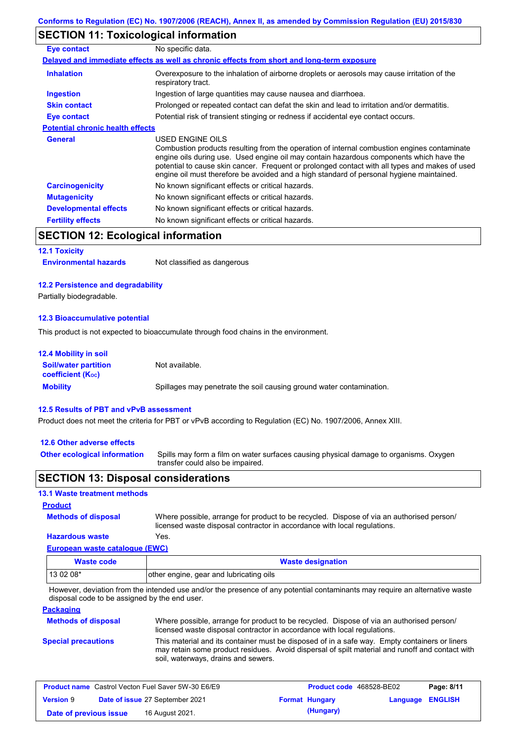## SECTION 11: Toxicological information

| | |
|---|---|
| **Eye contact** | No specific data. |

**Delayed and immediate effects as well as chronic effects from short and long-term exposure**

| | |
|---|---|
| **Inhalation** | Overexposure to the inhalation of airborne droplets or aerosols may cause irritation of the respiratory tract. |
| **Ingestion** | Ingestion of large quantities may cause nausea and diarrhoea. |
| **Skin contact** | Prolonged or repeated contact can defat the skin and lead to irritation and/or dermatitis. |
| **Eye contact** | Potential risk of transient stinging or redness if accidental eye contact occurs. |

**Potential chronic health effects**

| | |
|---|---|
| **General** | USED ENGINE OILS<br>Combustion products resulting from the operation of internal combustion engines contaminate engine oils during use. Used engine oil may contain hazardous components which have the potential to cause skin cancer. Frequent or prolonged contact with all types and makes of used engine oil must therefore be avoided and a high standard of personal hygiene maintained. |
| **Carcinogenicity** | No known significant effects or critical hazards. |
| **Mutagenicity** | No known significant effects or critical hazards. |
| **Developmental effects** | No known significant effects or critical hazards. |
| **Fertility effects** | No known significant effects or critical hazards. |

## SECTION 12: Ecological information

### 12.1 Toxicity

| | |
|---|---|
| **Environmental hazards** | Not classified as dangerous |

### 12.2 Persistence and degradability

Partially biodegradable.

### 12.3 Bioaccumulative potential

This product is not expected to bioaccumulate through food chains in the environment.

### 12.4 Mobility in soil

| | |
|---|---|
| **Soil/water partition coefficient ($K_{oc}$)** | Not available. |
| **Mobility** | Spillages may penetrate the soil causing ground water contamination. |

### 12.5 Results of PBT and vPvB assessment

Product does not meet the criteria for PBT or vPvB according to Regulation (EC) No. 1907/2006, Annex XIII.

### 12.6 Other adverse effects

| | |
|---|---|
| **Other ecological information** | Spills may form a film on water surfaces causing physical damage to organisms. Oxygen transfer could also be impaired. |

## SECTION 13: Disposal considerations

### 13.1 Waste treatment methods

**Product**

| | |
|---|---|
| **Methods of disposal** | Where possible, arrange for product to be recycled. Dispose of via an authorised person/ licensed waste disposal contractor in accordance with local regulations. |
| **Hazardous waste** | Yes. |

**European waste catalogue (EWC)**

| Waste code | Waste designation |
|---|---|
| 13 02 08* | other engine, gear and lubricating oils |

However, deviation from the intended use and/or the presence of any potential contaminants may require an alternative waste disposal code to be assigned by the end user.

**Packaging**

| | |
|---|---|
| **Methods of disposal** | Where possible, arrange for product to be recycled. Dispose of via an authorised person/ licensed waste disposal contractor in accordance with local regulations. |
| **Special precautions** | This material and its container must be disposed of in a safe way. Empty containers or liners may retain some product residues. Avoid dispersal of spilt material and runoff and contact with soil, waterways, drains and sewers. |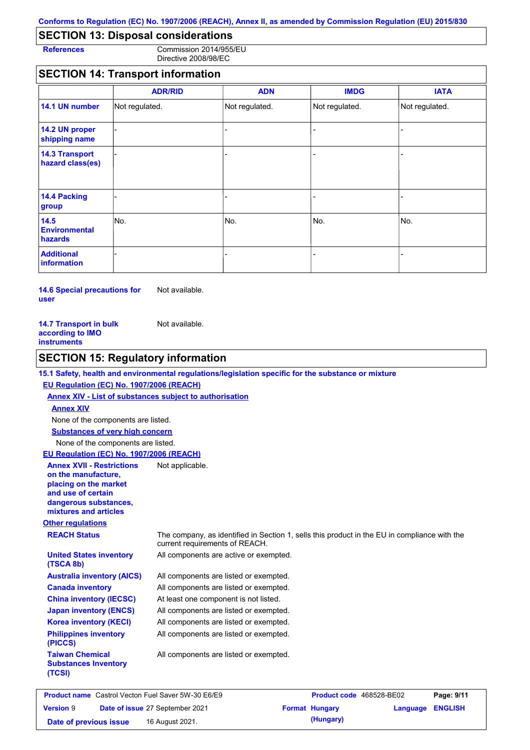## SECTION 13: Disposal considerations

**References** Commission 2014/955/EU
Directive 2008/98/EC

## SECTION 14: Transport information

| | ADR/RID | ADN | IMDG | IATA |
|---|---|---|---|---|
| **14.1 UN number** | Not regulated. | Not regulated. | Not regulated. | Not regulated. |
| **14.2 UN proper shipping name** | - | - | - | - |
| **14.3 Transport hazard class(es)** | - | - | - | - |
| **14.4 Packing group** | - | - | - | - |
| **14.5 Environmental hazards** | No. | No. | No. | No. |
| **Additional information** | - | - | - | - |

**14.6 Special precautions for user** Not available.

**14.7 Transport in bulk according to IMO instruments** Not available.

## SECTION 15: Regulatory information

**15.1 Safety, health and environmental regulations/legislation specific for the substance or mixture**

**EU Regulation (EC) No. 1907/2006 (REACH)**

**Annex XIV - List of substances subject to authorisation**

**Annex XIV**

None of the components are listed.

**Substances of very high concern**

None of the components are listed.

**EU Regulation (EC) No. 1907/2006 (REACH)**

**Annex XVII - Restrictions on the manufacture, placing on the market and use of certain dangerous substances, mixtures and articles** Not applicable.

**Other regulations**

**REACH Status** The company, as identified in Section 1, sells this product in the EU in compliance with the current requirements of REACH.

**United States inventory (TSCA 8b)** All components are active or exempted.

**Australia inventory (AICS)** All components are listed or exempted.

**Canada inventory** All components are listed or exempted.

**China inventory (IECSC)** At least one component is not listed.

**Japan inventory (ENCS)** All components are listed or exempted.

**Korea inventory (KECI)** All components are listed or exempted.

**Philippines inventory (PICCS)** All components are listed or exempted.

**Taiwan Chemical Substances Inventory (TCSI)** All components are listed or exempted.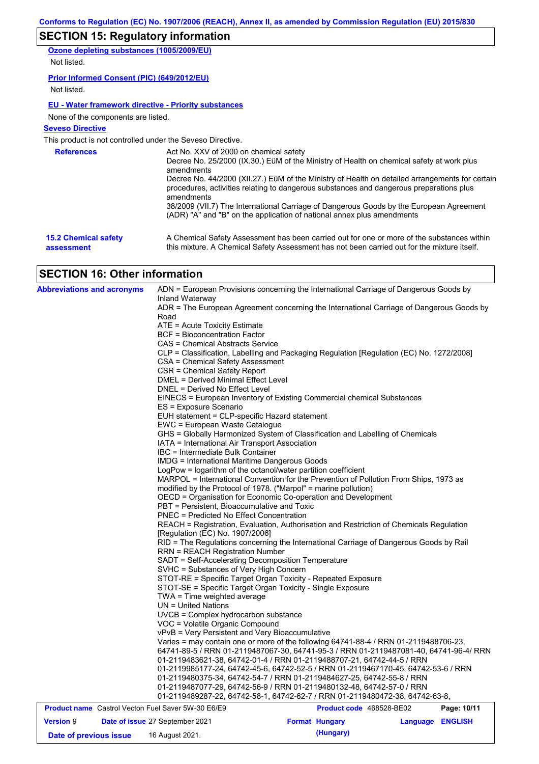## SECTION 15: Regulatory information

**Ozone depleting substances (1005/2009/EU)**

Not listed.

**Prior Informed Consent (PIC) (649/2012/EU)**

Not listed.

**EU - Water framework directive - Priority substances**

None of the components are listed.

**Seveso Directive**

This product is not controlled under the Seveso Directive.

**References**

Act No. XXV of 2000 on chemical safety
Decree No. 25/2000 (IX.30.) EüM of the Ministry of Health on chemical safety at work plus amendments
Decree No. 44/2000 (XII.27.) EüM of the Ministry of Health on detailed arrangements for certain procedures, activities relating to dangerous substances and dangerous preparations plus amendments
38/2009 (VII.7) The International Carriage of Dangerous Goods by the European Agreement (ADR) "A" and "B" on the application of national annex plus amendments

**15.2 Chemical safety assessment**

A Chemical Safety Assessment has been carried out for one or more of the substances within this mixture. A Chemical Safety Assessment has not been carried out for the mixture itself.

## SECTION 16: Other information

**Abbreviations and acronyms**

ADN = European Provisions concerning the International Carriage of Dangerous Goods by Inland Waterway
ADR = The European Agreement concerning the International Carriage of Dangerous Goods by Road
ATE = Acute Toxicity Estimate
BCF = Bioconcentration Factor
CAS = Chemical Abstracts Service
CLP = Classification, Labelling and Packaging Regulation [Regulation (EC) No. 1272/2008]
CSA = Chemical Safety Assessment
CSR = Chemical Safety Report
DMEL = Derived Minimal Effect Level
DNEL = Derived No Effect Level
EINECS = European Inventory of Existing Commercial chemical Substances
ES = Exposure Scenario
EUH statement = CLP-specific Hazard statement
EWC = European Waste Catalogue
GHS = Globally Harmonized System of Classification and Labelling of Chemicals
IATA = International Air Transport Association
IBC = Intermediate Bulk Container
IMDG = International Maritime Dangerous Goods
LogPow = logarithm of the octanol/water partition coefficient
MARPOL = International Convention for the Prevention of Pollution From Ships, 1973 as modified by the Protocol of 1978. ("Marpol" = marine pollution)
OECD = Organisation for Economic Co-operation and Development
PBT = Persistent, Bioaccumulative and Toxic
PNEC = Predicted No Effect Concentration
REACH = Registration, Evaluation, Authorisation and Restriction of Chemicals Regulation [Regulation (EC) No. 1907/2006]
RID = The Regulations concerning the International Carriage of Dangerous Goods by Rail
RRN = REACH Registration Number
SADT = Self-Accelerating Decomposition Temperature
SVHC = Substances of Very High Concern
STOT-RE = Specific Target Organ Toxicity - Repeated Exposure
STOT-SE = Specific Target Organ Toxicity - Single Exposure
TWA = Time weighted average
UN = United Nations
UVCB = Complex hydrocarbon substance
VOC = Volatile Organic Compound
vPvB = Very Persistent and Very Bioaccumulative
Varies = may contain one or more of the following 64741-88-4 / RRN 01-2119488706-23, 64741-89-5 / RRN 01-2119487067-30, 64741-95-3 / RRN 01-2119487081-40, 64741-96-4/ RRN 01-2119483621-38, 64742-01-4 / RRN 01-2119488707-21, 64742-44-5 / RRN 01-2119985177-24, 64742-45-6, 64742-52-5 / RRN 01-2119467170-45, 64742-53-6 / RRN 01-2119480375-34, 64742-54-7 / RRN 01-2119484627-25, 64742-55-8 / RRN 01-2119487077-29, 64742-56-9 / RRN 01-2119480132-48, 64742-57-0 / RRN 01-2119489287-22, 64742-58-1, 64742-62-7 / RRN 01-2119480472-38, 64742-63-8,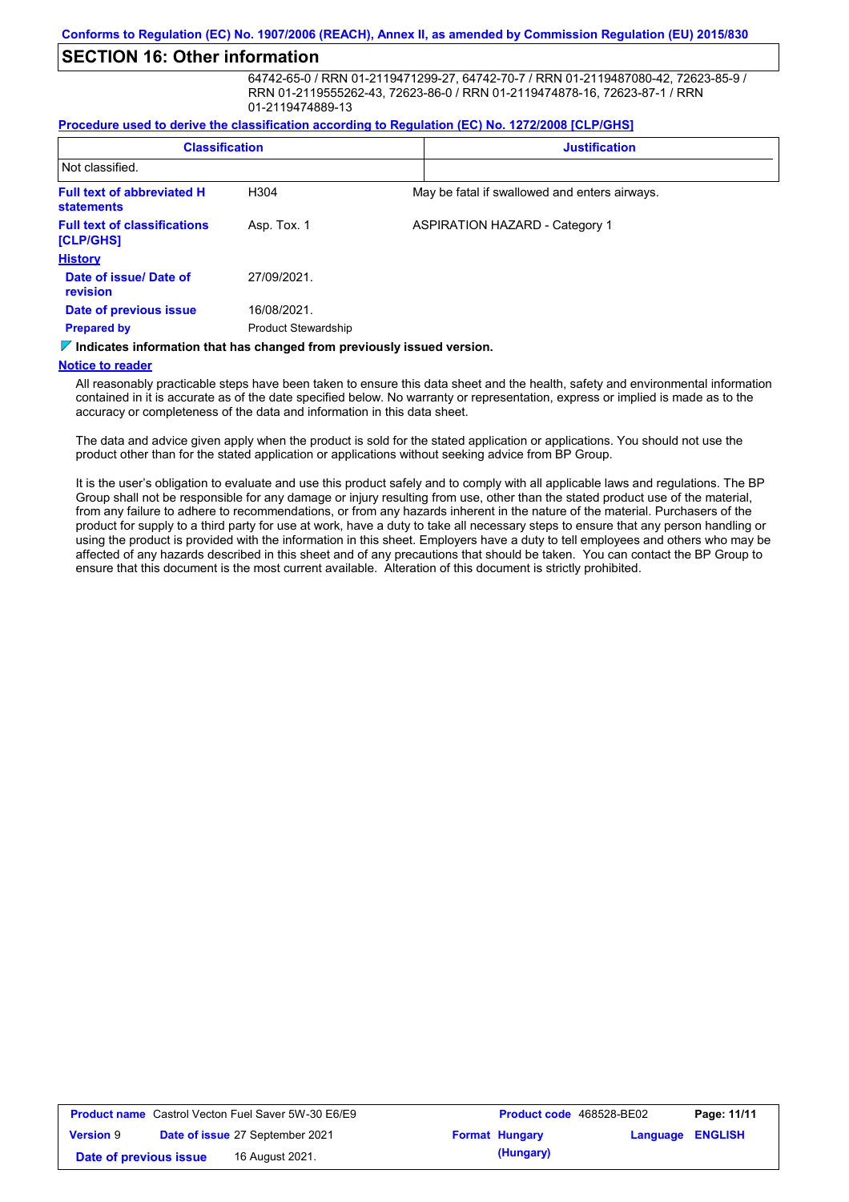## SECTION 16: Other information

64742-65-0 / RRN 01-2119471299-27, 64742-70-7 / RRN 01-2119487080-42, 72623-85-9 / RRN 01-2119555262-43, 72623-86-0 / RRN 01-2119474878-16, 72623-87-1 / RRN 01-2119474889-13

**Procedure used to derive the classification according to Regulation (EC) No. 1272/2008 [CLP/GHS]**

| Classification | Justification |
|---|---|
| Not classified. | |

**Full text of abbreviated H statements** H304 May be fatal if swallowed and enters airways.

**Full text of classifications [CLP/GHS]** Asp. Tox. 1 ASPIRATION HAZARD - Category 1

**History**

**Date of issue/ Date of revision** 27/09/2021.

**Date of previous issue** 16/08/2021.

**Prepared by** Product Stewardship

**Indicates information that has changed from previously issued version.**

**Notice to reader**

All reasonably practicable steps have been taken to ensure this data sheet and the health, safety and environmental information contained in it is accurate as of the date specified below. No warranty or representation, express or implied is made as to the accuracy or completeness of the data and information in this data sheet.

The data and advice given apply when the product is sold for the stated application or applications. You should not use the product other than for the stated application or applications without seeking advice from BP Group.

It is the user's obligation to evaluate and use this product safely and to comply with all applicable laws and regulations. The BP Group shall not be responsible for any damage or injury resulting from use, other than the stated product use of the material, from any failure to adhere to recommendations, or from any hazards inherent in the nature of the material. Purchasers of the product for supply to a third party for use at work, have a duty to take all necessary steps to ensure that any person handling or using the product is provided with the information in this sheet. Employers have a duty to tell employees and others who may be affected of any hazards described in this sheet and of any precautions that should be taken. You can contact the BP Group to ensure that this document is the most current available. Alteration of this document is strictly prohibited.